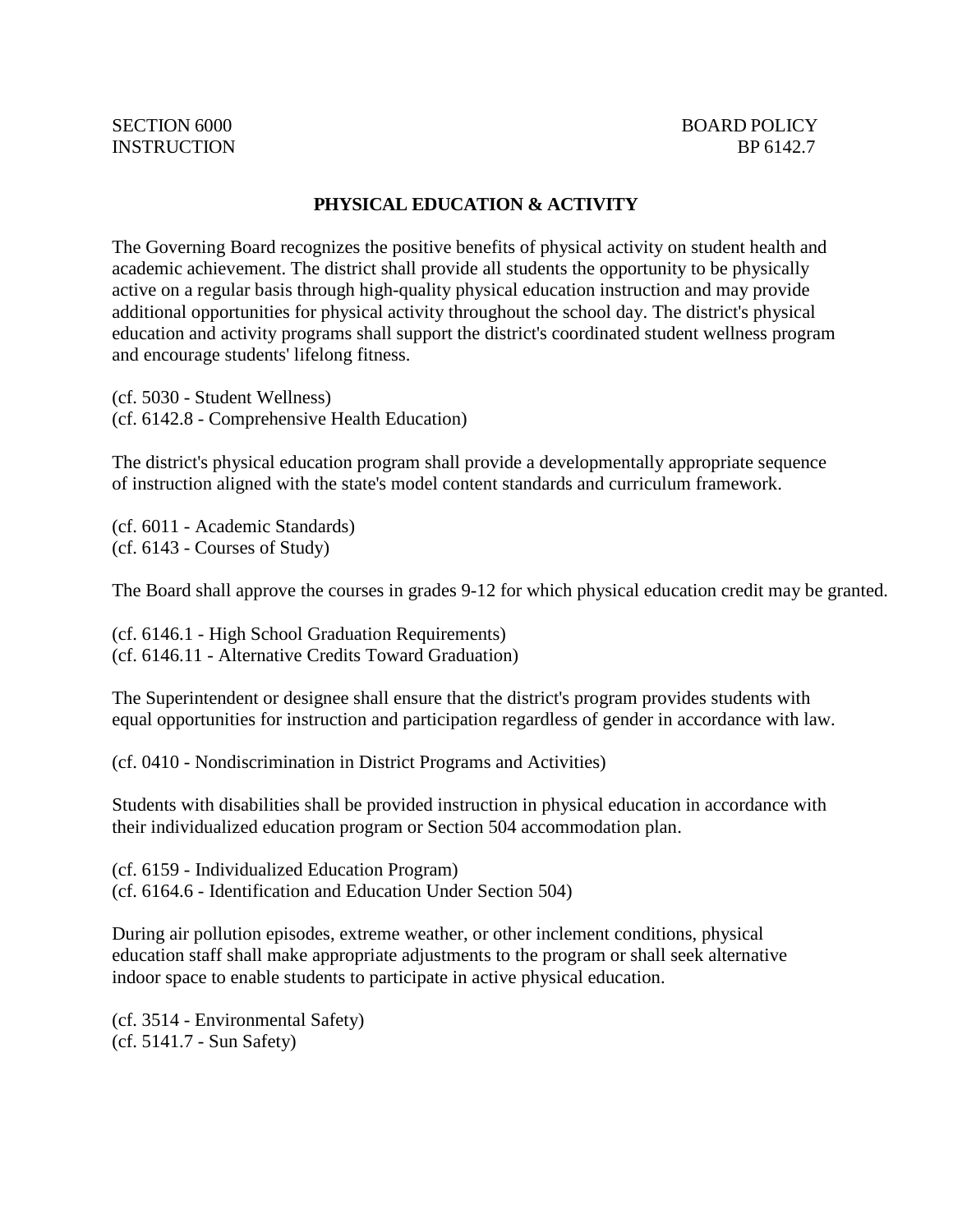SECTION 6000 BOARD POLICY
INSTRUCTION BP 6142.7

# PHYSICAL EDUCATION & ACTIVITY

The Governing Board recognizes the positive benefits of physical activity on student health and academic achievement. The district shall provide all students the opportunity to be physically active on a regular basis through high-quality physical education instruction and may provide additional opportunities for physical activity throughout the school day. The district's physical education and activity programs shall support the district's coordinated student wellness program and encourage students' lifelong fitness.

(cf. 5030 - Student Wellness)
(cf. 6142.8 - Comprehensive Health Education)

The district's physical education program shall provide a developmentally appropriate sequence of instruction aligned with the state's model content standards and curriculum framework.

(cf. 6011 - Academic Standards)
(cf. 6143 - Courses of Study)

The Board shall approve the courses in grades 9-12 for which physical education credit may be granted.

(cf. 6146.1 - High School Graduation Requirements)
(cf. 6146.11 - Alternative Credits Toward Graduation)

The Superintendent or designee shall ensure that the district's program provides students with equal opportunities for instruction and participation regardless of gender in accordance with law.

(cf. 0410 - Nondiscrimination in District Programs and Activities)

Students with disabilities shall be provided instruction in physical education in accordance with their individualized education program or Section 504 accommodation plan.

(cf. 6159 - Individualized Education Program)
(cf. 6164.6 - Identification and Education Under Section 504)

During air pollution episodes, extreme weather, or other inclement conditions, physical education staff shall make appropriate adjustments to the program or shall seek alternative indoor space to enable students to participate in active physical education.

(cf. 3514 - Environmental Safety)
(cf. 5141.7 - Sun Safety)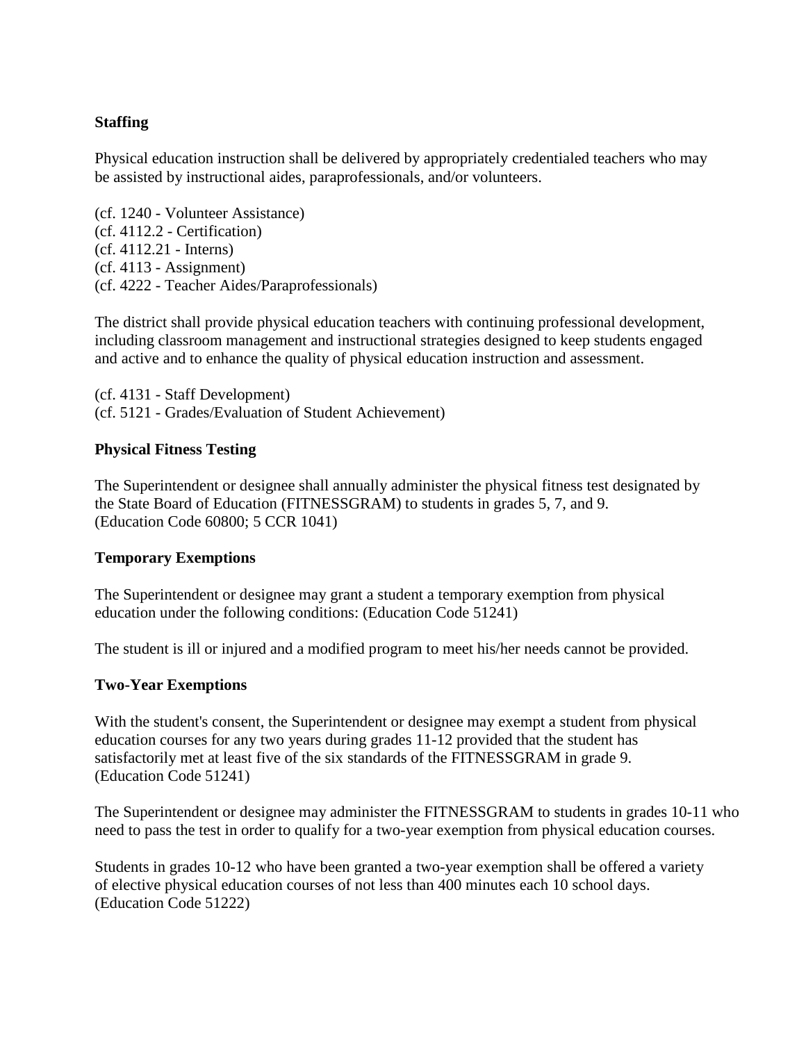**Staffing**

Physical education instruction shall be delivered by appropriately credentialed teachers who may be assisted by instructional aides, paraprofessionals, and/or volunteers.

(cf. 1240 - Volunteer Assistance)
(cf. 4112.2 - Certification)
(cf. 4112.21 - Interns)
(cf. 4113 - Assignment)
(cf. 4222 - Teacher Aides/Paraprofessionals)

The district shall provide physical education teachers with continuing professional development, including classroom management and instructional strategies designed to keep students engaged and active and to enhance the quality of physical education instruction and assessment.

(cf. 4131 - Staff Development)
(cf. 5121 - Grades/Evaluation of Student Achievement)

**Physical Fitness Testing**

The Superintendent or designee shall annually administer the physical fitness test designated by the State Board of Education (FITNESSGRAM) to students in grades 5, 7, and 9.
(Education Code 60800; 5 CCR 1041)

**Temporary Exemptions**

The Superintendent or designee may grant a student a temporary exemption from physical education under the following conditions: (Education Code 51241)

The student is ill or injured and a modified program to meet his/her needs cannot be provided.

**Two-Year Exemptions**

With the student's consent, the Superintendent or designee may exempt a student from physical education courses for any two years during grades 11-12 provided that the student has satisfactorily met at least five of the six standards of the FITNESSGRAM in grade 9.
(Education Code 51241)

The Superintendent or designee may administer the FITNESSGRAM to students in grades 10-11 who need to pass the test in order to qualify for a two-year exemption from physical education courses.

Students in grades 10-12 who have been granted a two-year exemption shall be offered a variety of elective physical education courses of not less than 400 minutes each 10 school days.
(Education Code 51222)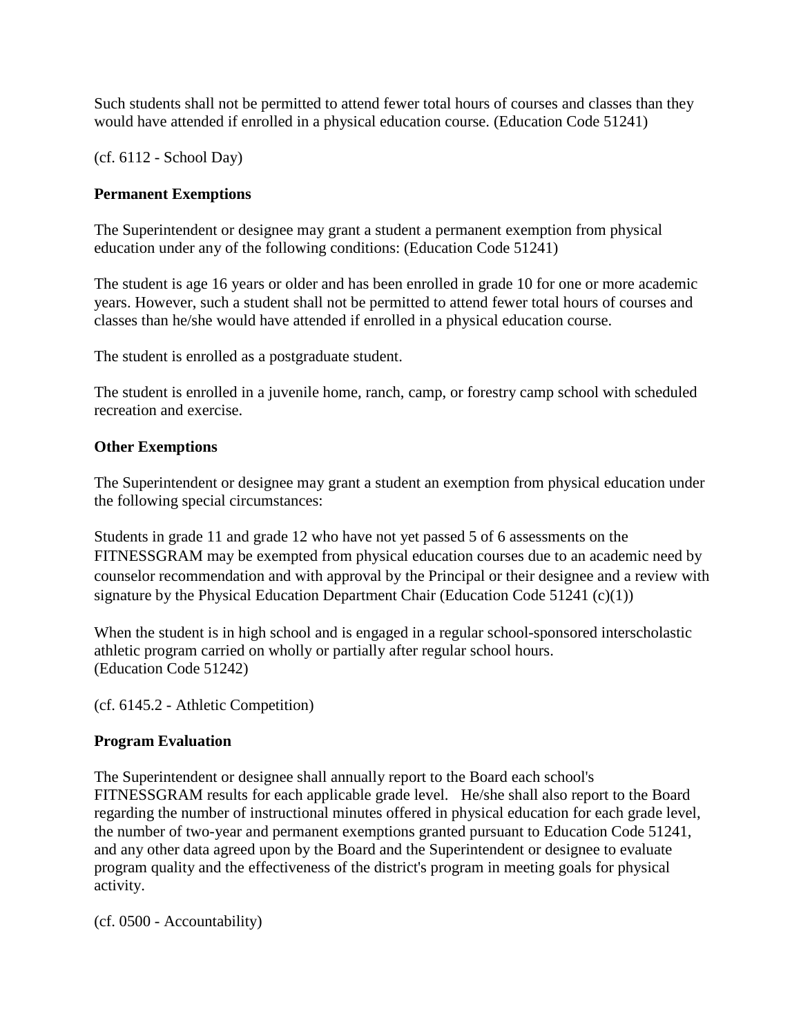Such students shall not be permitted to attend fewer total hours of courses and classes than they would have attended if enrolled in a physical education course. (Education Code 51241)

(cf. 6112 - School Day)

**Permanent Exemptions**

The Superintendent or designee may grant a student a permanent exemption from physical education under any of the following conditions: (Education Code 51241)

The student is age 16 years or older and has been enrolled in grade 10 for one or more academic years. However, such a student shall not be permitted to attend fewer total hours of courses and classes than he/she would have attended if enrolled in a physical education course.

The student is enrolled as a postgraduate student.

The student is enrolled in a juvenile home, ranch, camp, or forestry camp school with scheduled recreation and exercise.

**Other Exemptions**

The Superintendent or designee may grant a student an exemption from physical education under the following special circumstances:

Students in grade 11 and grade 12 who have not yet passed 5 of 6 assessments on the FITNESSGRAM may be exempted from physical education courses due to an academic need by counselor recommendation and with approval by the Principal or their designee and a review with signature by the Physical Education Department Chair (Education Code 51241 (c)(1))

When the student is in high school and is engaged in a regular school-sponsored interscholastic athletic program carried on wholly or partially after regular school hours.
(Education Code 51242)

(cf. 6145.2 - Athletic Competition)

**Program Evaluation**

The Superintendent or designee shall annually report to the Board each school's FITNESSGRAM results for each applicable grade level. He/she shall also report to the Board regarding the number of instructional minutes offered in physical education for each grade level, the number of two-year and permanent exemptions granted pursuant to Education Code 51241, and any other data agreed upon by the Board and the Superintendent or designee to evaluate program quality and the effectiveness of the district's program in meeting goals for physical activity.

(cf. 0500 - Accountability)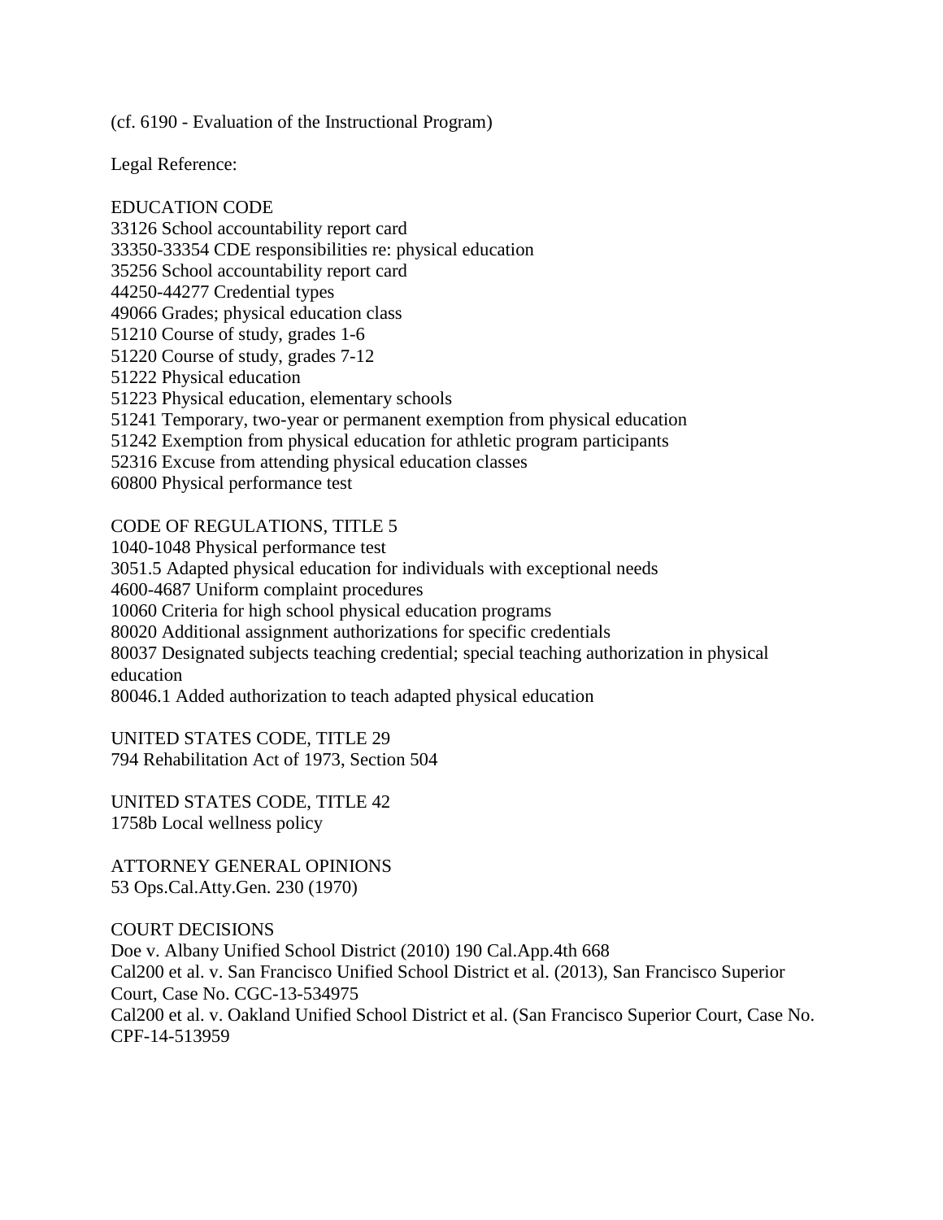(cf. 6190 - Evaluation of the Instructional Program)

Legal Reference:

EDUCATION CODE
33126 School accountability report card
33350-33354 CDE responsibilities re: physical education
35256 School accountability report card
44250-44277 Credential types
49066 Grades; physical education class
51210 Course of study, grades 1-6
51220 Course of study, grades 7-12
51222 Physical education
51223 Physical education, elementary schools
51241 Temporary, two-year or permanent exemption from physical education
51242 Exemption from physical education for athletic program participants
52316 Excuse from attending physical education classes
60800 Physical performance test

CODE OF REGULATIONS, TITLE 5
1040-1048 Physical performance test
3051.5 Adapted physical education for individuals with exceptional needs
4600-4687 Uniform complaint procedures
10060 Criteria for high school physical education programs
80020 Additional assignment authorizations for specific credentials
80037 Designated subjects teaching credential; special teaching authorization in physical education
80046.1 Added authorization to teach adapted physical education

UNITED STATES CODE, TITLE 29
794 Rehabilitation Act of 1973, Section 504

UNITED STATES CODE, TITLE 42
1758b Local wellness policy

ATTORNEY GENERAL OPINIONS
53 Ops.Cal.Atty.Gen. 230 (1970)

COURT DECISIONS
Doe v. Albany Unified School District (2010) 190 Cal.App.4th 668
Cal200 et al. v. San Francisco Unified School District et al. (2013), San Francisco Superior Court, Case No. CGC-13-534975
Cal200 et al. v. Oakland Unified School District et al. (San Francisco Superior Court, Case No. CPF-14-513959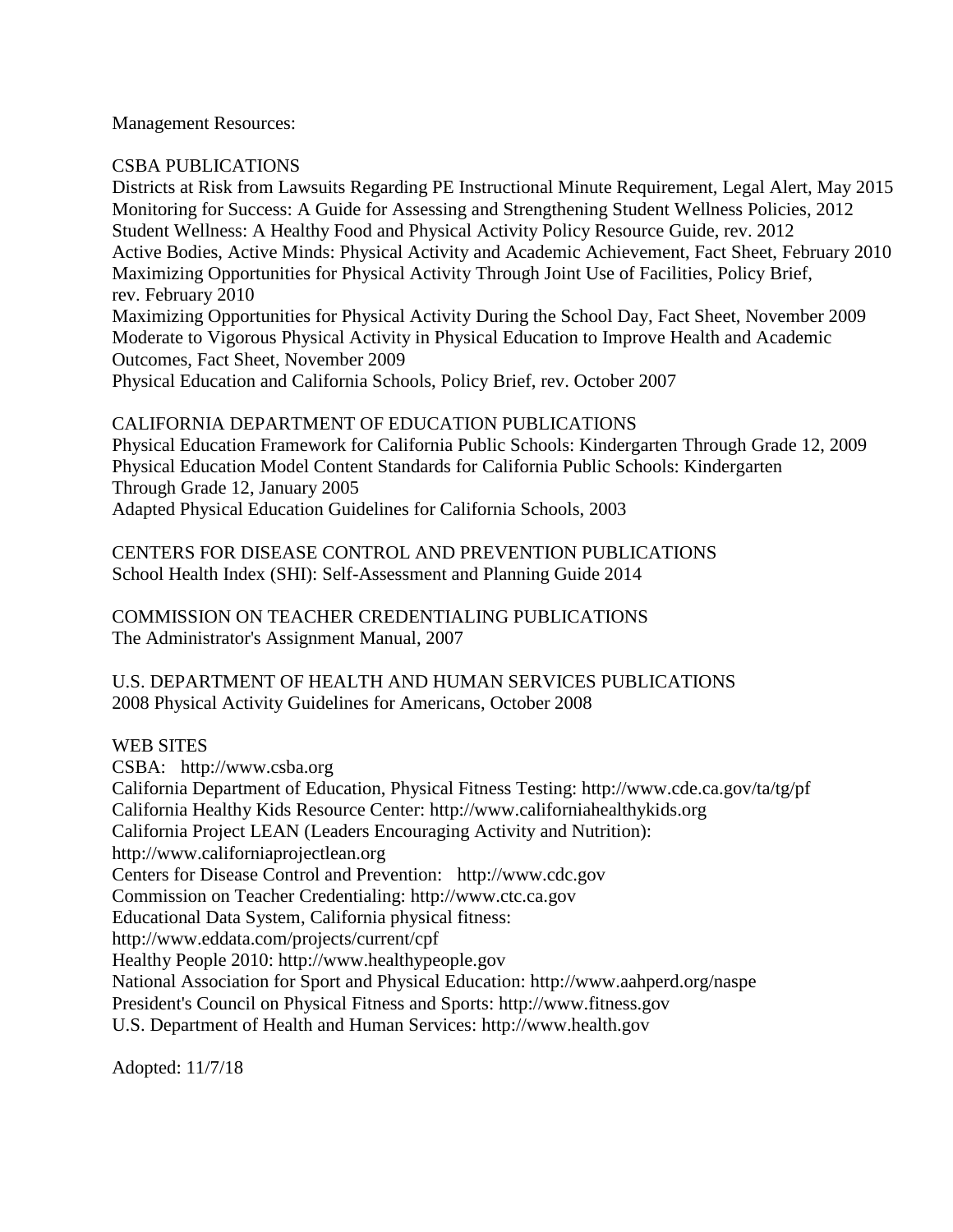Management Resources:

CSBA PUBLICATIONS

Districts at Risk from Lawsuits Regarding PE Instructional Minute Requirement, Legal Alert, May 2015
Monitoring for Success: A Guide for Assessing and Strengthening Student Wellness Policies, 2012
Student Wellness: A Healthy Food and Physical Activity Policy Resource Guide, rev. 2012
Active Bodies, Active Minds: Physical Activity and Academic Achievement, Fact Sheet, February 2010
Maximizing Opportunities for Physical Activity Through Joint Use of Facilities, Policy Brief, rev. February 2010
Maximizing Opportunities for Physical Activity During the School Day, Fact Sheet, November 2009
Moderate to Vigorous Physical Activity in Physical Education to Improve Health and Academic Outcomes, Fact Sheet, November 2009
Physical Education and California Schools, Policy Brief, rev. October 2007

CALIFORNIA DEPARTMENT OF EDUCATION PUBLICATIONS

Physical Education Framework for California Public Schools: Kindergarten Through Grade 12, 2009
Physical Education Model Content Standards for California Public Schools: Kindergarten Through Grade 12, January 2005
Adapted Physical Education Guidelines for California Schools, 2003

CENTERS FOR DISEASE CONTROL AND PREVENTION PUBLICATIONS

School Health Index (SHI): Self-Assessment and Planning Guide 2014

COMMISSION ON TEACHER CREDENTIALING PUBLICATIONS

The Administrator's Assignment Manual, 2007

U.S. DEPARTMENT OF HEALTH AND HUMAN SERVICES PUBLICATIONS

2008 Physical Activity Guidelines for Americans, October 2008

WEB SITES

CSBA: http://www.csba.org
California Department of Education, Physical Fitness Testing: http://www.cde.ca.gov/ta/tg/pf
California Healthy Kids Resource Center: http://www.californiahealthykids.org
California Project LEAN (Leaders Encouraging Activity and Nutrition): http://www.californiaprojectlean.org
Centers for Disease Control and Prevention: http://www.cdc.gov
Commission on Teacher Credentialing: http://www.ctc.ca.gov
Educational Data System, California physical fitness: http://www.eddata.com/projects/current/cpf
Healthy People 2010: http://www.healthypeople.gov
National Association for Sport and Physical Education: http://www.aahperd.org/naspe
President's Council on Physical Fitness and Sports: http://www.fitness.gov
U.S. Department of Health and Human Services: http://www.health.gov

Adopted: 11/7/18